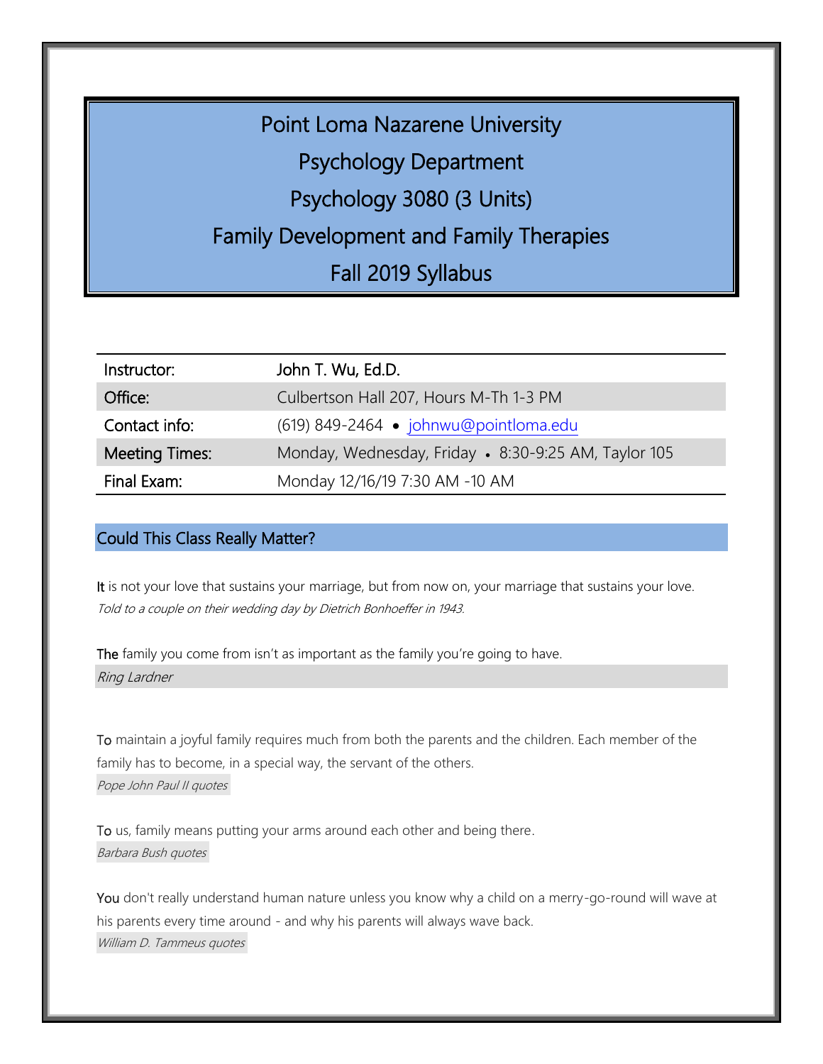# Point Loma Nazarene University

# Psychology Department

# Psychology 3080 (3 Units)

# Family Development and Family Therapies

# Fall 2019 Syllabus

| Instructor: | John T. Wu, Ed.D. |
|---|---|
| Office: | Culbertson Hall 207, Hours M-Th 1-3 PM |
| Contact info: | (619) 849-2464 • johnwu@pointloma.edu |
| Meeting Times: | Monday, Wednesday, Friday • 8:30-9:25 AM, Taylor 105 |
| Final Exam: | Monday 12/16/19 7:30 AM -10 AM |

## Could This Class Really Matter?

It is not your love that sustains your marriage, but from now on, your marriage that sustains your love.
*Told to a couple on their wedding day by Dietrich Bonhoeffer in 1943.*

The family you come from isn't as important as the family you're going to have.
*Ring Lardner*

To maintain a joyful family requires much from both the parents and the children. Each member of the family has to become, in a special way, the servant of the others.
*Pope John Paul II quotes*

To us, family means putting your arms around each other and being there.
*Barbara Bush quotes*

You don't really understand human nature unless you know why a child on a merry-go-round will wave at his parents every time around - and why his parents will always wave back.
*William D. Tammeus quotes*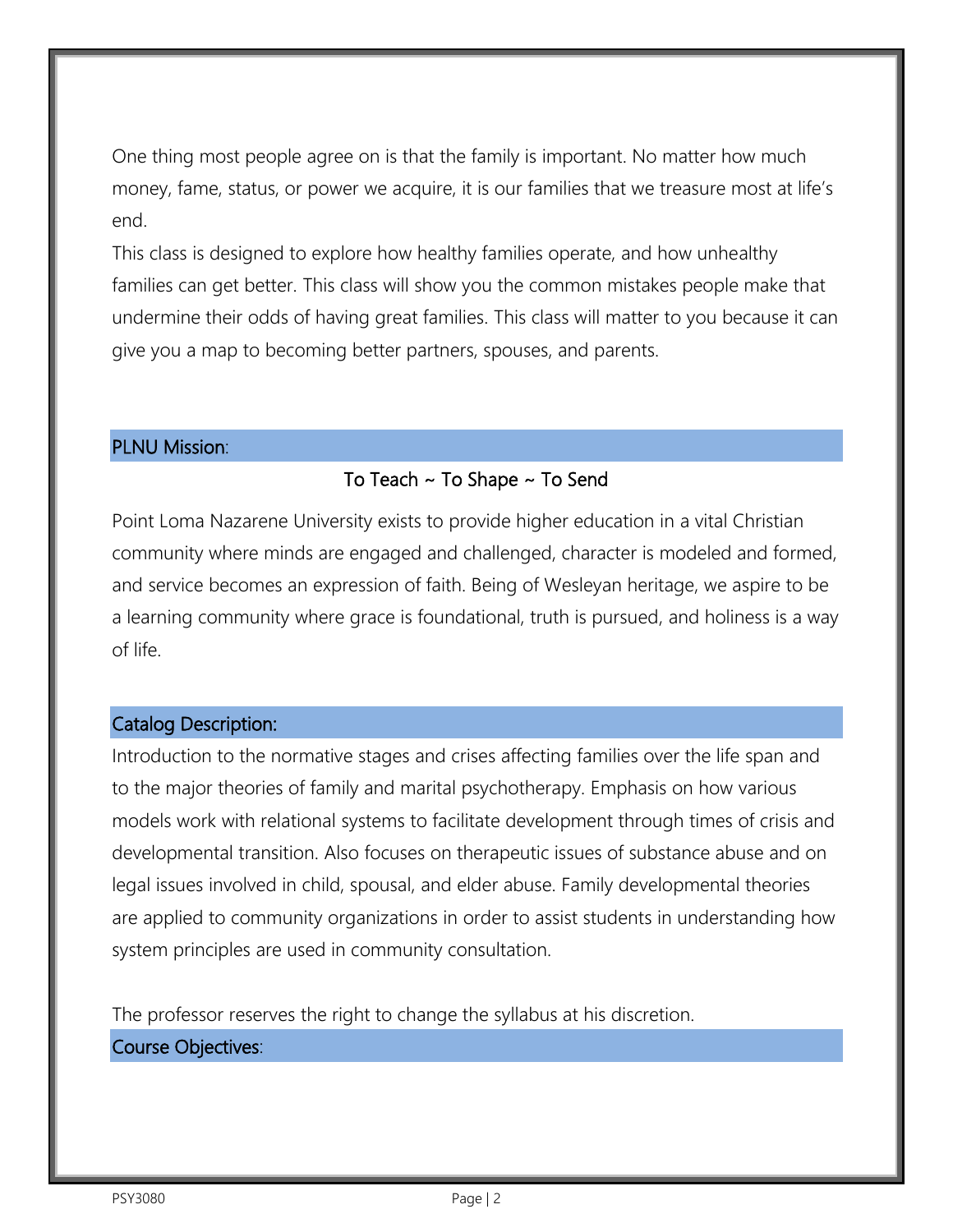One thing most people agree on is that the family is important. No matter how much money, fame, status, or power we acquire, it is our families that we treasure most at life's end.

This class is designed to explore how healthy families operate, and how unhealthy families can get better. This class will show you the common mistakes people make that undermine their odds of having great families. This class will matter to you because it can give you a map to becoming better partners, spouses, and parents.

## PLNU Mission:

To Teach ~ To Shape ~ To Send

Point Loma Nazarene University exists to provide higher education in a vital Christian community where minds are engaged and challenged, character is modeled and formed, and service becomes an expression of faith. Being of Wesleyan heritage, we aspire to be a learning community where grace is foundational, truth is pursued, and holiness is a way of life.

## Catalog Description:

Introduction to the normative stages and crises affecting families over the life span and to the major theories of family and marital psychotherapy. Emphasis on how various models work with relational systems to facilitate development through times of crisis and developmental transition. Also focuses on therapeutic issues of substance abuse and on legal issues involved in child, spousal, and elder abuse. Family developmental theories are applied to community organizations in order to assist students in understanding how system principles are used in community consultation.

The professor reserves the right to change the syllabus at his discretion.

## Course Objectives: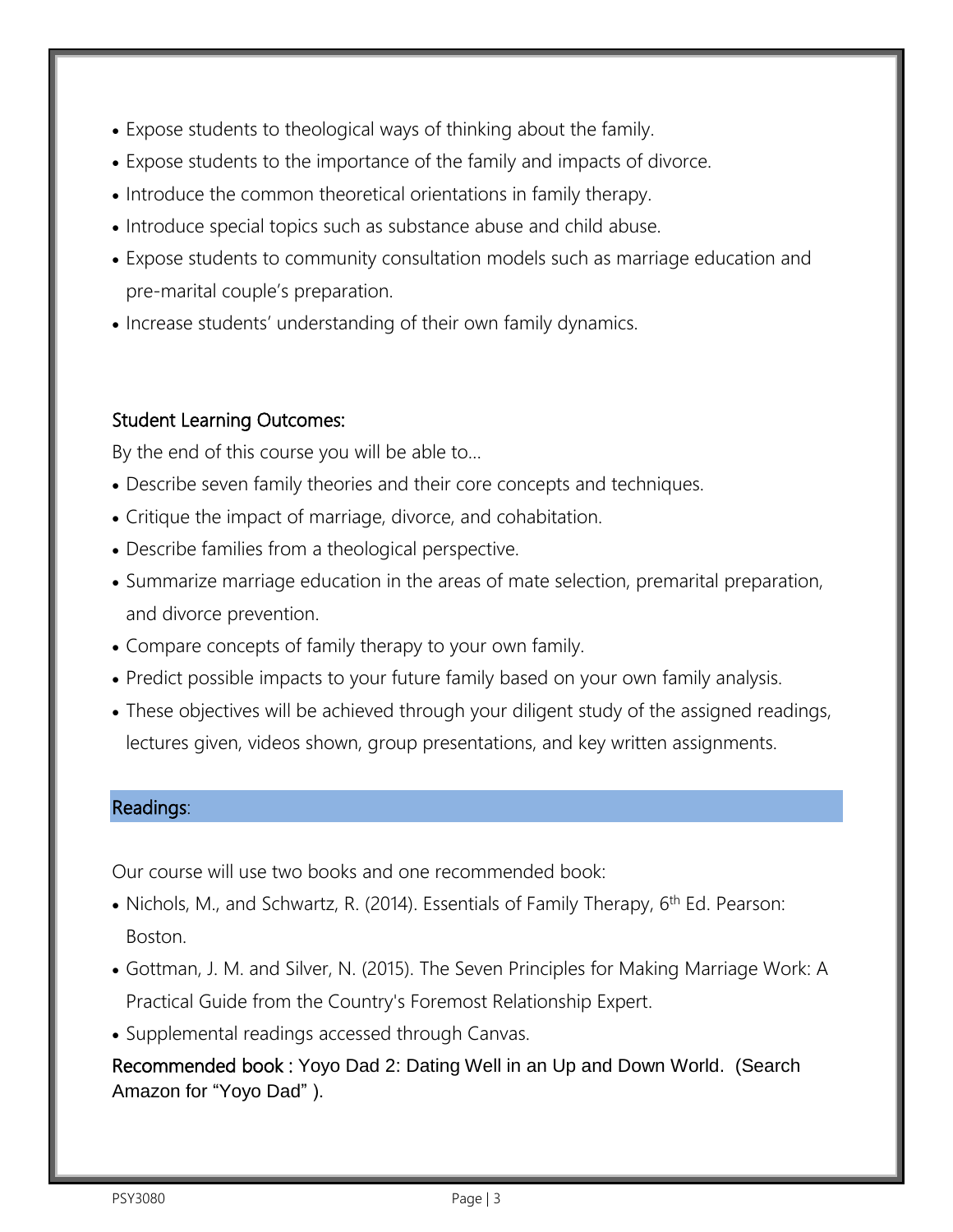- Expose students to theological ways of thinking about the family.
- Expose students to the importance of the family and impacts of divorce.
- Introduce the common theoretical orientations in family therapy.
- Introduce special topics such as substance abuse and child abuse.
- Expose students to community consultation models such as marriage education and pre-marital couple's preparation.
- Increase students' understanding of their own family dynamics.

### Student Learning Outcomes:

By the end of this course you will be able to...

- Describe seven family theories and their core concepts and techniques.
- Critique the impact of marriage, divorce, and cohabitation.
- Describe families from a theological perspective.
- Summarize marriage education in the areas of mate selection, premarital preparation, and divorce prevention.
- Compare concepts of family therapy to your own family.
- Predict possible impacts to your future family based on your own family analysis.
- These objectives will be achieved through your diligent study of the assigned readings, lectures given, videos shown, group presentations, and key written assignments.

## Readings:

Our course will use two books and one recommended book:

- Nichols, M., and Schwartz, R. (2014). Essentials of Family Therapy, 6th Ed. Pearson: Boston.
- Gottman, J. M. and Silver, N. (2015). The Seven Principles for Making Marriage Work: A Practical Guide from the Country's Foremost Relationship Expert.
- Supplemental readings accessed through Canvas.

Recommended book : Yoyo Dad 2: Dating Well in an Up and Down World. (Search Amazon for "Yoyo Dad" ).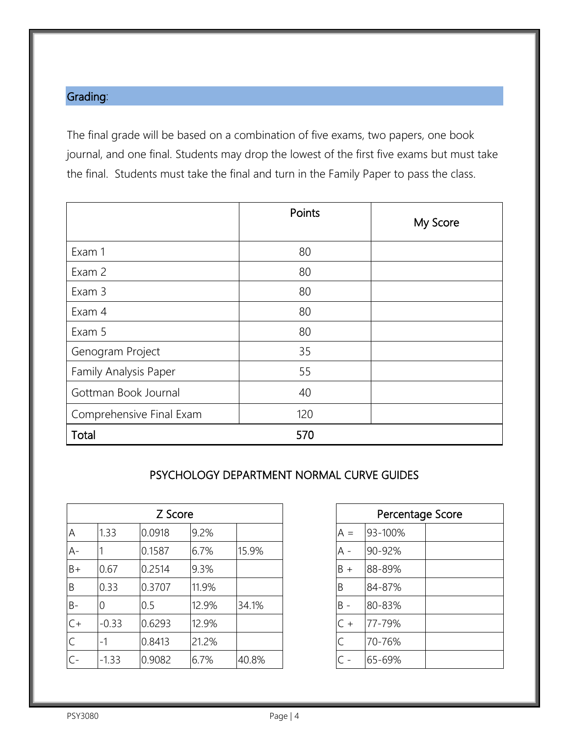## Grading:

The final grade will be based on a combination of five exams, two papers, one book journal, and one final. Students may drop the lowest of the first five exams but must take the final. Students must take the final and turn in the Family Paper to pass the class.

| | Points | My Score |
|---|---|---|
| Exam 1 | 80 | |
| Exam 2 | 80 | |
| Exam 3 | 80 | |
| Exam 4 | 80 | |
| Exam 5 | 80 | |
| Genogram Project | 35 | |
| Family Analysis Paper | 55 | |
| Gottman Book Journal | 40 | |
| Comprehensive Final Exam | 120 | |
| **Total** | **570** | |

### PSYCHOLOGY DEPARTMENT NORMAL CURVE GUIDES

| Z Score | | | | |
|---|---|---|---|---|
| A | 1.33 | 0.0918 | 9.2% | |
| A- | 1 | 0.1587 | 6.7% | 15.9% |
| B+ | 0.67 | 0.2514 | 9.3% | |
| B | 0.33 | 0.3707 | 11.9% | |
| B- | 0 | 0.5 | 12.9% | 34.1% |
| C+ | -0.33 | 0.6293 | 12.9% | |
| C | -1 | 0.8413 | 21.2% | |
| C- | -1.33 | 0.9082 | 6.7% | 40.8% |

| Percentage Score | | |
|---|---|---|
| A = | 93-100% | |
| A - | 90-92% | |
| B + | 88-89% | |
| B | 84-87% | |
| B - | 80-83% | |
| C + | 77-79% | |
| C | 70-76% | |
| C - | 65-69% | |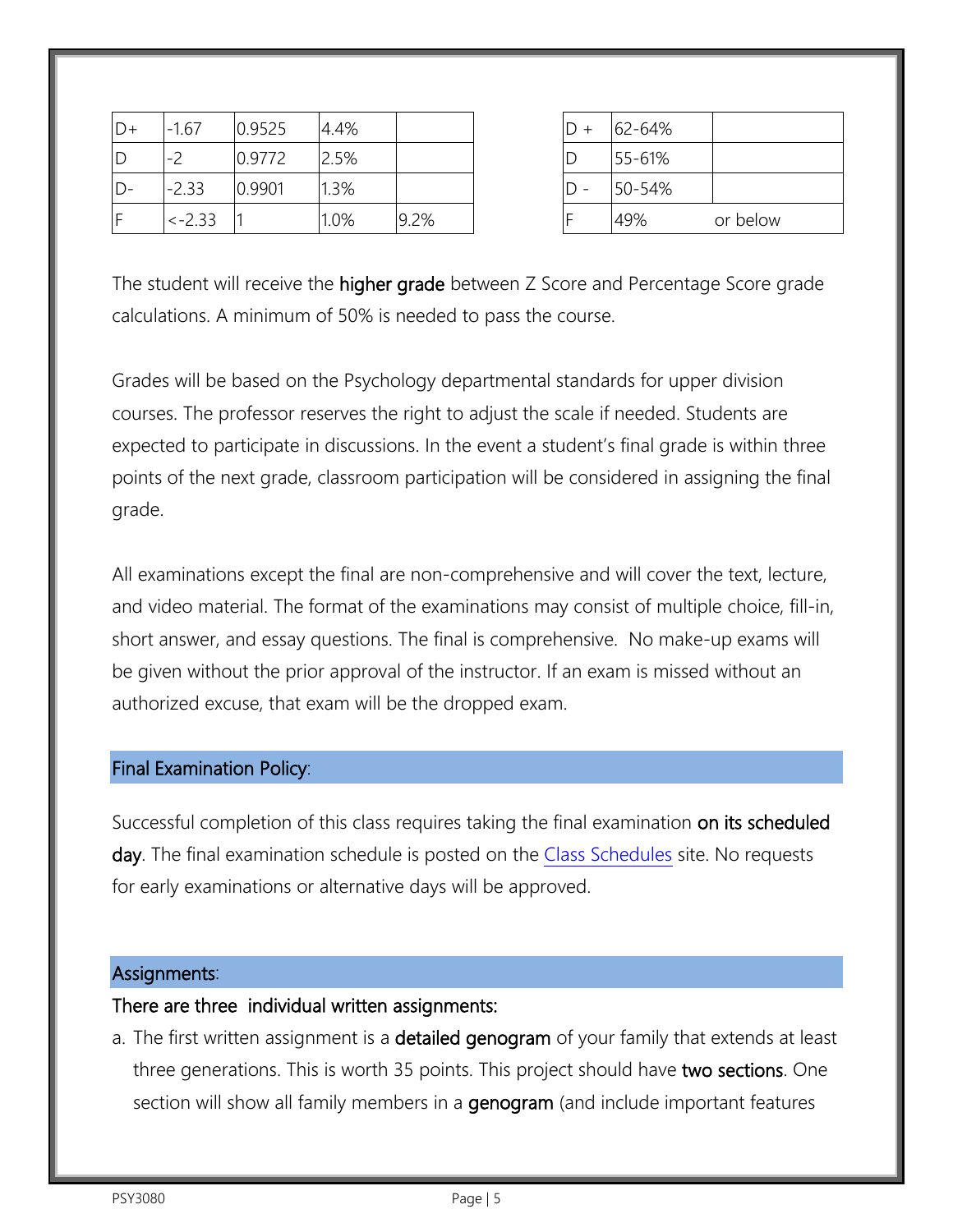| D+ | -1.67 | 0.9525 | 4.4% | |
|---|---|---|---|---|
| D | -2 | 0.9772 | 2.5% | |
| D- | -2.33 | 0.9901 | 1.3% | |
| F | <-2.33 | 1 | 1.0% | 9.2% |

| D + | 62-64% | |
|---|---|---|
| D | 55-61% | |
| D - | 50-54% | |
| F | 49% | or below |

The student will receive the **higher grade** between Z Score and Percentage Score grade calculations. A minimum of 50% is needed to pass the course.

Grades will be based on the Psychology departmental standards for upper division courses. The professor reserves the right to adjust the scale if needed. Students are expected to participate in discussions. In the event a student's final grade is within three points of the next grade, classroom participation will be considered in assigning the final grade.

All examinations except the final are non-comprehensive and will cover the text, lecture, and video material. The format of the examinations may consist of multiple choice, fill-in, short answer, and essay questions. The final is comprehensive. No make-up exams will be given without the prior approval of the instructor. If an exam is missed without an authorized excuse, that exam will be the dropped exam.

## Final Examination Policy:

Successful completion of this class requires taking the final examination **on its scheduled day**. The final examination schedule is posted on the Class Schedules site. No requests for early examinations or alternative days will be approved.

## Assignments:

**There are three individual written assignments:**

a. The first written assignment is a **detailed genogram** of your family that extends at least three generations. This is worth 35 points. This project should have **two sections**. One section will show all family members in a **genogram** (and include important features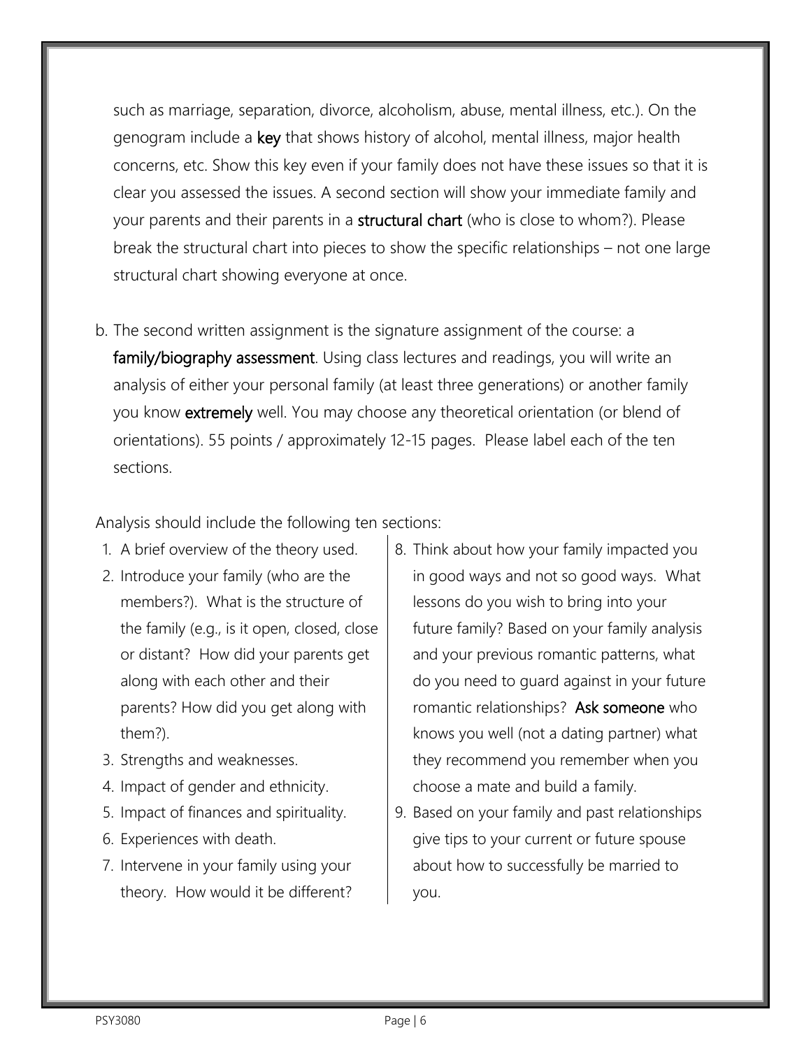such as marriage, separation, divorce, alcoholism, abuse, mental illness, etc.). On the genogram include a **key** that shows history of alcohol, mental illness, major health concerns, etc. Show this key even if your family does not have these issues so that it is clear you assessed the issues. A second section will show your immediate family and your parents and their parents in a **structural chart** (who is close to whom?). Please break the structural chart into pieces to show the specific relationships – not one large structural chart showing everyone at once.

b. The second written assignment is the signature assignment of the course: a **family/biography assessment**. Using class lectures and readings, you will write an analysis of either your personal family (at least three generations) or another family you know **extremely** well. You may choose any theoretical orientation (or blend of orientations). 55 points / approximately 12-15 pages. Please label each of the ten sections.

Analysis should include the following ten sections:

1. A brief overview of the theory used.
2. Introduce your family (who are the members?). What is the structure of the family (e.g., is it open, closed, close or distant? How did your parents get along with each other and their parents? How did you get along with them?).
3. Strengths and weaknesses.
4. Impact of gender and ethnicity.
5. Impact of finances and spirituality.
6. Experiences with death.
7. Intervene in your family using your theory. How would it be different?
8. Think about how your family impacted you in good ways and not so good ways. What lessons do you wish to bring into your future family? Based on your family analysis and your previous romantic patterns, what do you need to guard against in your future romantic relationships? **Ask someone** who knows you well (not a dating partner) what they recommend you remember when you choose a mate and build a family.
9. Based on your family and past relationships give tips to your current or future spouse about how to successfully be married to you.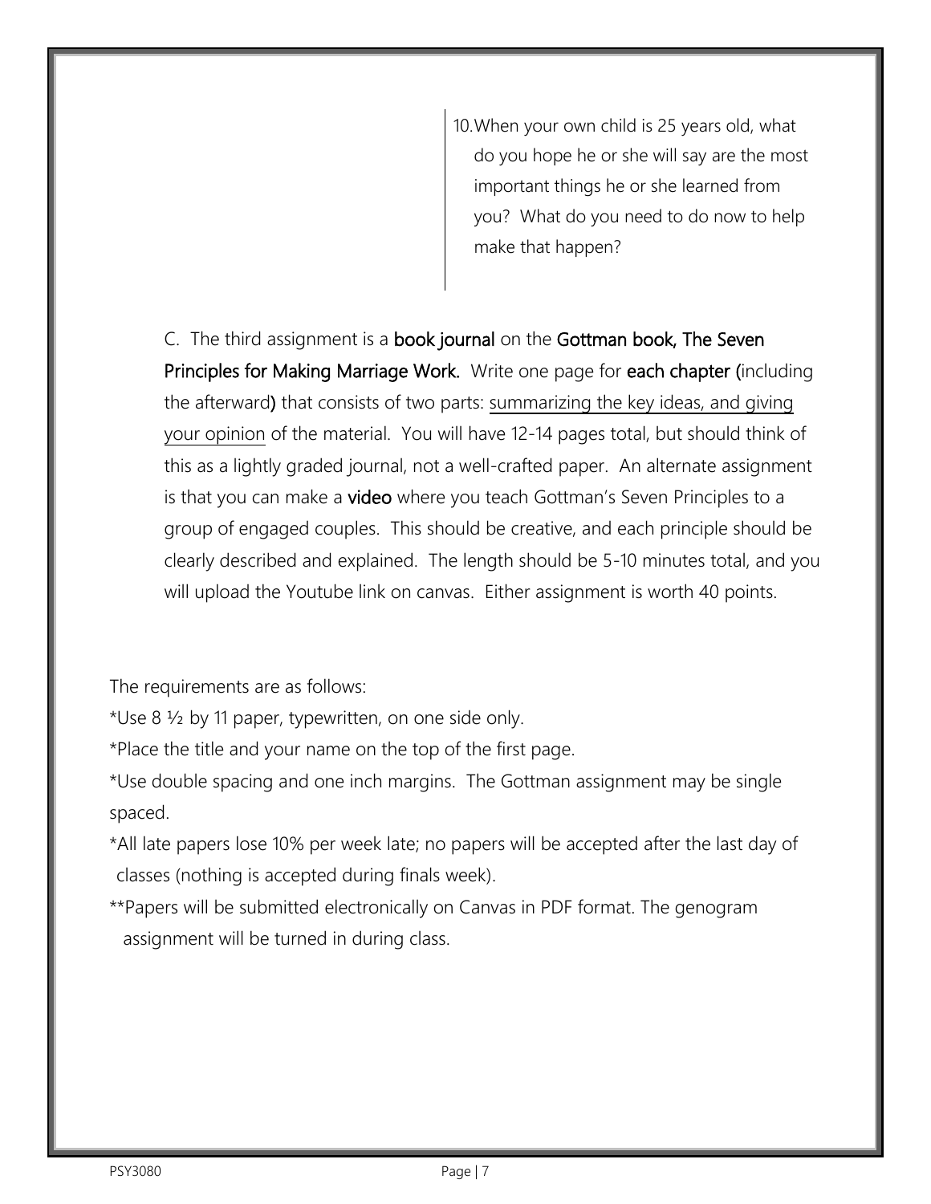10. When your own child is 25 years old, what do you hope he or she will say are the most important things he or she learned from you? What do you need to do now to help make that happen?

C. The third assignment is a **book journal** on the **Gottman book, The Seven Principles for Making Marriage Work.** Write one page for **each chapter (**including the afterward**)** that consists of two parts: <u>summarizing the key ideas, and giving your opinion</u> of the material. You will have 12-14 pages total, but should think of this as a lightly graded journal, not a well-crafted paper. An alternate assignment is that you can make a **video** where you teach Gottman's Seven Principles to a group of engaged couples. This should be creative, and each principle should be clearly described and explained. The length should be 5-10 minutes total, and you will upload the Youtube link on canvas. Either assignment is worth 40 points.

The requirements are as follows:

*Use 8 ½ by 11 paper, typewritten, on one side only.

*Place the title and your name on the top of the first page.

*Use double spacing and one inch margins. The Gottman assignment may be single spaced.

*All late papers lose 10% per week late; no papers will be accepted after the last day of classes (nothing is accepted during finals week).

**Papers will be submitted electronically on Canvas in PDF format. The genogram assignment will be turned in during class.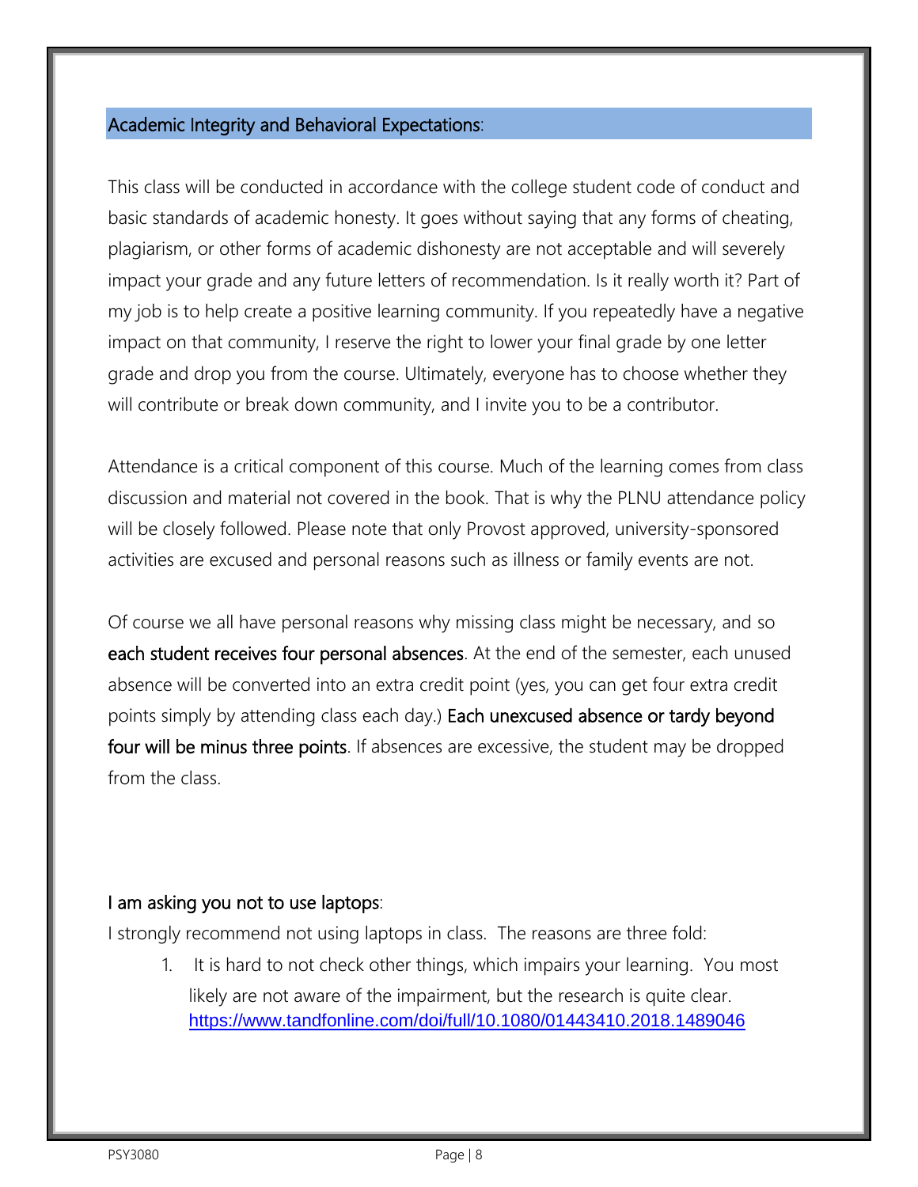## Academic Integrity and Behavioral Expectations:

This class will be conducted in accordance with the college student code of conduct and basic standards of academic honesty. It goes without saying that any forms of cheating, plagiarism, or other forms of academic dishonesty are not acceptable and will severely impact your grade and any future letters of recommendation. Is it really worth it? Part of my job is to help create a positive learning community. If you repeatedly have a negative impact on that community, I reserve the right to lower your final grade by one letter grade and drop you from the course. Ultimately, everyone has to choose whether they will contribute or break down community, and I invite you to be a contributor.

Attendance is a critical component of this course. Much of the learning comes from class discussion and material not covered in the book. That is why the PLNU attendance policy will be closely followed. Please note that only Provost approved, university-sponsored activities are excused and personal reasons such as illness or family events are not.

Of course we all have personal reasons why missing class might be necessary, and so **each student receives four personal absences**. At the end of the semester, each unused absence will be converted into an extra credit point (yes, you can get four extra credit points simply by attending class each day.) **Each unexcused absence or tardy beyond four will be minus three points**. If absences are excessive, the student may be dropped from the class.

### I am asking you not to use laptops:

I strongly recommend not using laptops in class. The reasons are three fold:

1. It is hard to not check other things, which impairs your learning. You most likely are not aware of the impairment, but the research is quite clear. https://www.tandfonline.com/doi/full/10.1080/01443410.2018.1489046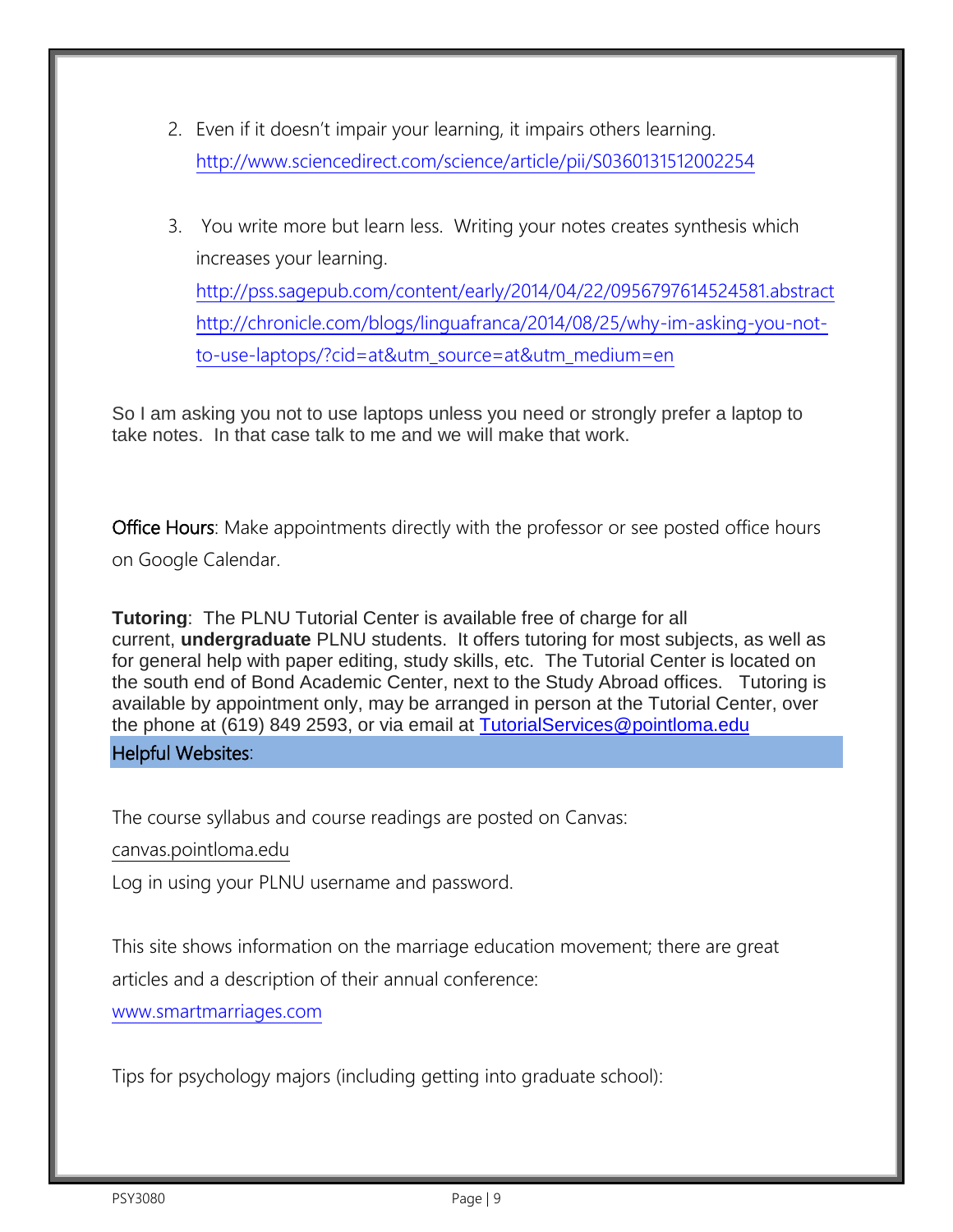2. Even if it doesn't impair your learning, it impairs others learning. http://www.sciencedirect.com/science/article/pii/S0360131512002254

3. You write more but learn less. Writing your notes creates synthesis which increases your learning.
   http://pss.sagepub.com/content/early/2014/04/22/0956797614524581.abstract
   http://chronicle.com/blogs/linguafranca/2014/08/25/why-im-asking-you-not-to-use-laptops/?cid=at&utm_source=at&utm_medium=en

So I am asking you not to use laptops unless you need or strongly prefer a laptop to take notes. In that case talk to me and we will make that work.

Office Hours: Make appointments directly with the professor or see posted office hours on Google Calendar.

**Tutoring**: The PLNU Tutorial Center is available free of charge for all current, **undergraduate** PLNU students. It offers tutoring for most subjects, as well as for general help with paper editing, study skills, etc. The Tutorial Center is located on the south end of Bond Academic Center, next to the Study Abroad offices. Tutoring is available by appointment only, may be arranged in person at the Tutorial Center, over the phone at (619) 849 2593, or via email at TutorialServices@pointloma.edu

## Helpful Websites:

The course syllabus and course readings are posted on Canvas:

canvas.pointloma.edu

Log in using your PLNU username and password.

This site shows information on the marriage education movement; there are great articles and a description of their annual conference:

www.smartmarriages.com

Tips for psychology majors (including getting into graduate school):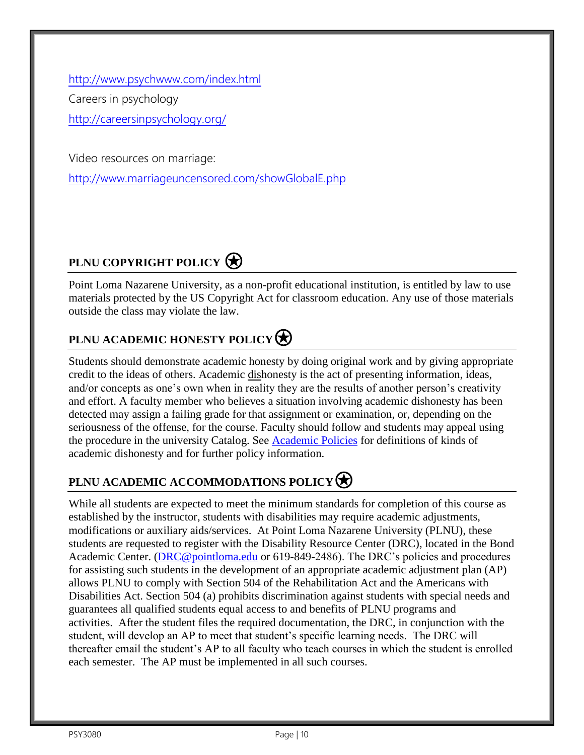http://www.psychwww.com/index.html

Careers in psychology

http://careersinpsychology.org/

Video resources on marriage:

http://www.marriageuncensored.com/showGlobalE.php

## PLNU COPYRIGHT POLICY

Point Loma Nazarene University, as a non-profit educational institution, is entitled by law to use materials protected by the US Copyright Act for classroom education. Any use of those materials outside the class may violate the law.

## PLNU ACADEMIC HONESTY POLICY

Students should demonstrate academic honesty by doing original work and by giving appropriate credit to the ideas of others. Academic dishonesty is the act of presenting information, ideas, and/or concepts as one's own when in reality they are the results of another person's creativity and effort. A faculty member who believes a situation involving academic dishonesty has been detected may assign a failing grade for that assignment or examination, or, depending on the seriousness of the offense, for the course. Faculty should follow and students may appeal using the procedure in the university Catalog. See Academic Policies for definitions of kinds of academic dishonesty and for further policy information.

## PLNU ACADEMIC ACCOMMODATIONS POLICY

While all students are expected to meet the minimum standards for completion of this course as established by the instructor, students with disabilities may require academic adjustments, modifications or auxiliary aids/services. At Point Loma Nazarene University (PLNU), these students are requested to register with the Disability Resource Center (DRC), located in the Bond Academic Center. (DRC@pointloma.edu or 619-849-2486). The DRC's policies and procedures for assisting such students in the development of an appropriate academic adjustment plan (AP) allows PLNU to comply with Section 504 of the Rehabilitation Act and the Americans with Disabilities Act. Section 504 (a) prohibits discrimination against students with special needs and guarantees all qualified students equal access to and benefits of PLNU programs and activities. After the student files the required documentation, the DRC, in conjunction with the student, will develop an AP to meet that student's specific learning needs. The DRC will thereafter email the student's AP to all faculty who teach courses in which the student is enrolled each semester. The AP must be implemented in all such courses.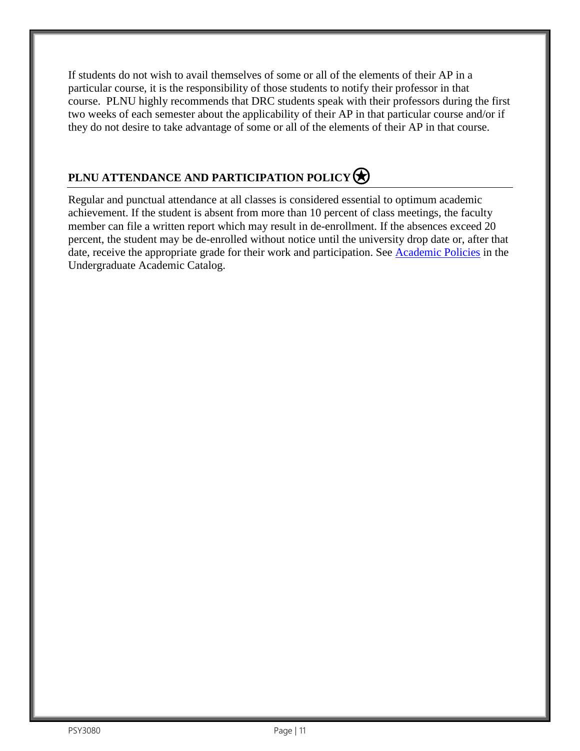If students do not wish to avail themselves of some or all of the elements of their AP in a particular course, it is the responsibility of those students to notify their professor in that course. PLNU highly recommends that DRC students speak with their professors during the first two weeks of each semester about the applicability of their AP in that particular course and/or if they do not desire to take advantage of some or all of the elements of their AP in that course.

## PLNU ATTENDANCE AND PARTICIPATION POLICY

Regular and punctual attendance at all classes is considered essential to optimum academic achievement. If the student is absent from more than 10 percent of class meetings, the faculty member can file a written report which may result in de-enrollment. If the absences exceed 20 percent, the student may be de-enrolled without notice until the university drop date or, after that date, receive the appropriate grade for their work and participation. See Academic Policies in the Undergraduate Academic Catalog.